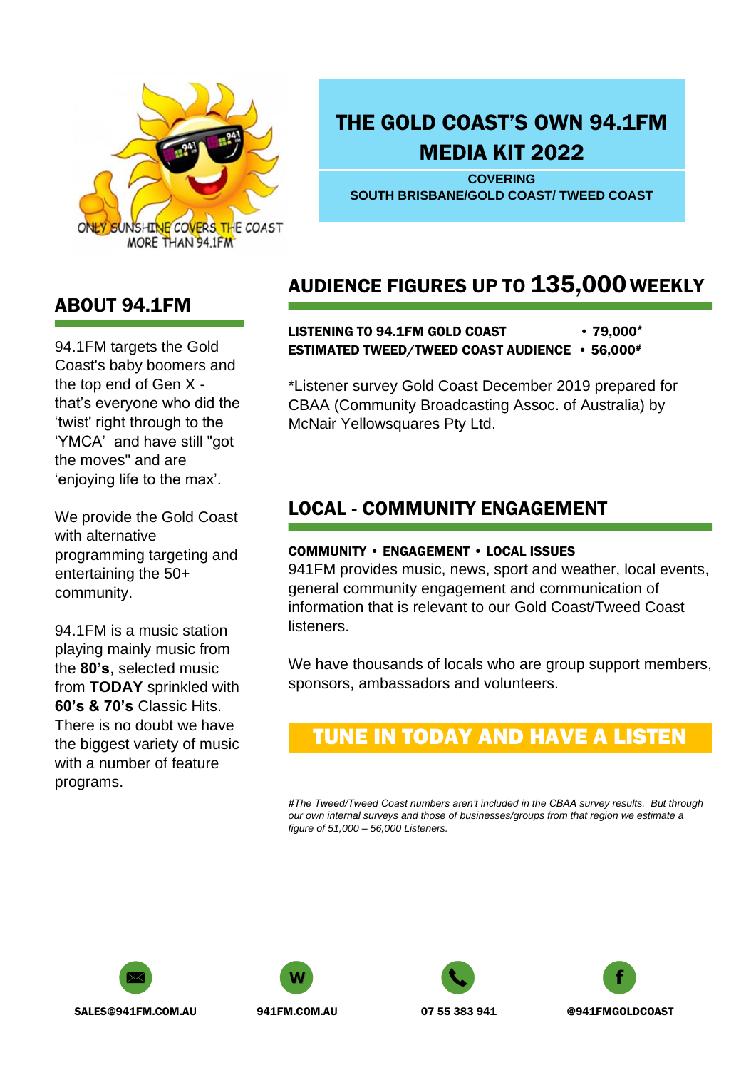ONLY SUNSHINE COVERS THE COAST
MORE THAN 94.1FM

# THE GOLD COAST'S OWN 94.1FM MEDIA KIT 2022

**COVERING**
**SOUTH BRISBANE/GOLD COAST/ TWEED COAST**

## ABOUT 94.1FM

94.1FM targets the Gold Coast's baby boomers and the top end of Gen X - that's everyone who did the 'twist' right through to the 'YMCA' and have still "got the moves" and are 'enjoying life to the max'.

We provide the Gold Coast with alternative programming targeting and entertaining the 50+ community.

94.1FM is a music station playing mainly music from the **80's**, selected music from **TODAY** sprinkled with **60's & 70's** Classic Hits. There is no doubt we have the biggest variety of music with a number of feature programs.

## AUDIENCE FIGURES UP TO 135,000 WEEKLY

**LISTENING TO 94.1FM GOLD COAST • 79,000***
**ESTIMATED TWEED/TWEED COAST AUDIENCE • 56,000#**

*Listener survey Gold Coast December 2019 prepared for CBAA (Community Broadcasting Assoc. of Australia) by McNair Yellowsquares Pty Ltd.

## LOCAL - COMMUNITY ENGAGEMENT

**COMMUNITY • ENGAGEMENT • LOCAL ISSUES**

941FM provides music, news, sport and weather, local events, general community engagement and communication of information that is relevant to our Gold Coast/Tweed Coast listeners.

We have thousands of locals who are group support members, sponsors, ambassadors and volunteers.

**TUNE IN TODAY AND HAVE A LISTEN**

*#The Tweed/Tweed Coast numbers aren't included in the CBAA survey results. But through our own internal surveys and those of businesses/groups from that region we estimate a figure of 51,000 – 56,000 Listeners.*

SALES@941FM.COM.AU | 941FM.COM.AU | 07 55 383 941 | @941FMGOLDCOAST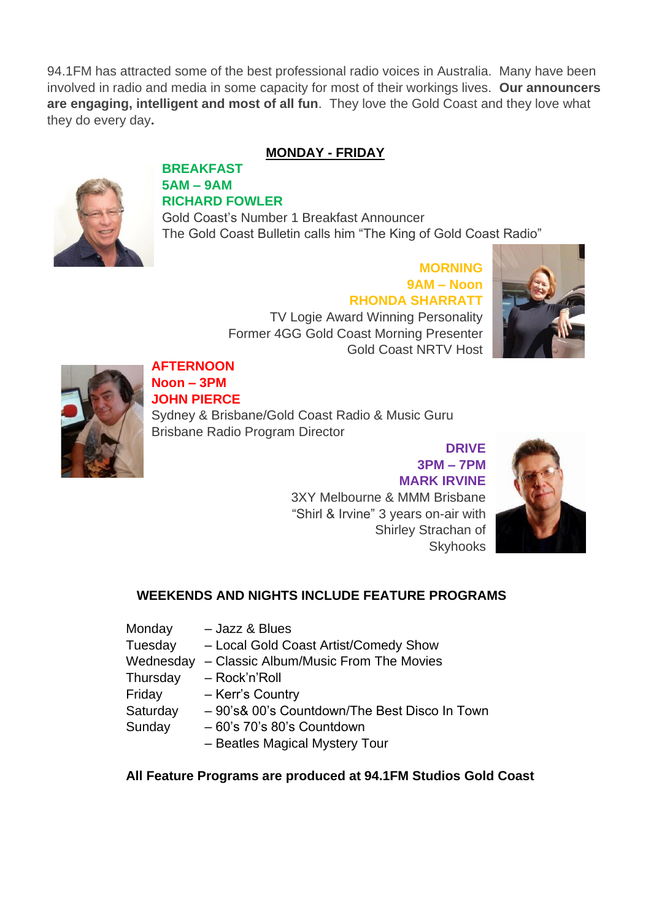94.1FM has attracted some of the best professional radio voices in Australia. Many have been involved in radio and media in some capacity for most of their workings lives. **Our announcers are engaging, intelligent and most of all fun**. They love the Gold Coast and they love what they do every day**.**

## MONDAY - FRIDAY

**BREAKFAST**
**5AM – 9AM**
**RICHARD FOWLER**
Gold Coast's Number 1 Breakfast Announcer
The Gold Coast Bulletin calls him "The King of Gold Coast Radio"

**MORNING**
**9AM – Noon**
**RHONDA SHARRATT**
TV Logie Award Winning Personality
Former 4GG Gold Coast Morning Presenter
Gold Coast NRTV Host

**AFTERNOON**
**Noon – 3PM**
**JOHN PIERCE**
Sydney & Brisbane/Gold Coast Radio & Music Guru
Brisbane Radio Program Director

**DRIVE**
**3PM – 7PM**
**MARK IRVINE**
3XY Melbourne & MMM Brisbane
"Shirl & Irvine" 3 years on-air with Shirley Strachan of Skyhooks

## WEEKENDS AND NIGHTS INCLUDE FEATURE PROGRAMS

Monday – Jazz & Blues
Tuesday – Local Gold Coast Artist/Comedy Show
Wednesday – Classic Album/Music From The Movies
Thursday – Rock'n'Roll
Friday – Kerr's Country
Saturday – 90's& 00's Countdown/The Best Disco In Town
Sunday – 60's 70's 80's Countdown
– Beatles Magical Mystery Tour

**All Feature Programs are produced at 94.1FM Studios Gold Coast**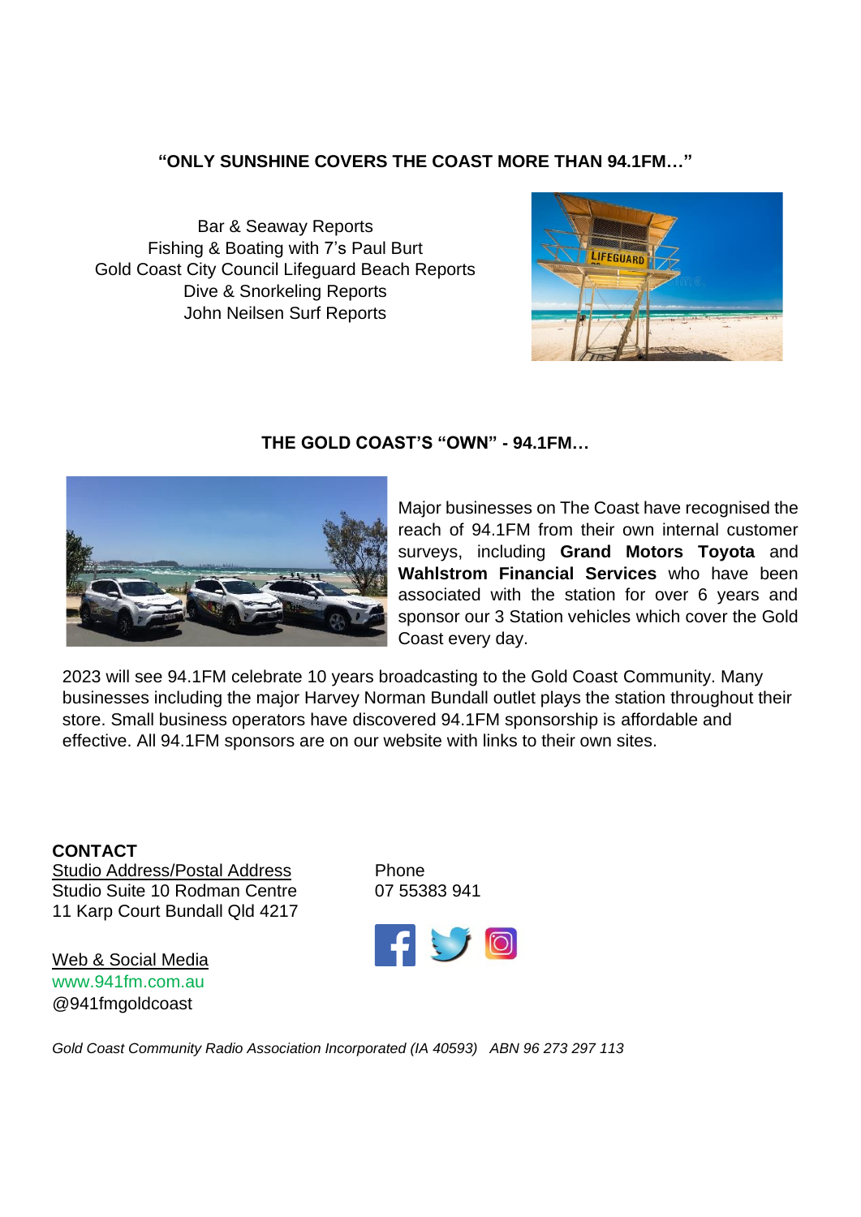**"ONLY SUNSHINE COVERS THE COAST MORE THAN 94.1FM…"**

Bar & Seaway Reports
Fishing & Boating with 7's Paul Burt
Gold Coast City Council Lifeguard Beach Reports
Dive & Snorkeling Reports
John Neilsen Surf Reports

**THE GOLD COAST'S "OWN" - 94.1FM…**

Major businesses on The Coast have recognised the reach of 94.1FM from their own internal customer surveys, including **Grand Motors Toyota** and **Wahlstrom Financial Services** who have been associated with the station for over 6 years and sponsor our 3 Station vehicles which cover the Gold Coast every day.

2023 will see 94.1FM celebrate 10 years broadcasting to the Gold Coast Community. Many businesses including the major Harvey Norman Bundall outlet plays the station throughout their store. Small business operators have discovered 94.1FM sponsorship is affordable and effective. All 94.1FM sponsors are on our website with links to their own sites.

**CONTACT**

Studio Address/Postal Address
Studio Suite 10 Rodman Centre
11 Karp Court Bundall Qld 4217

Phone
07 55383 941

Web & Social Media
www.941fm.com.au
@941fmgoldcoast

*Gold Coast Community Radio Association Incorporated (IA 40593) ABN 96 273 297 113*